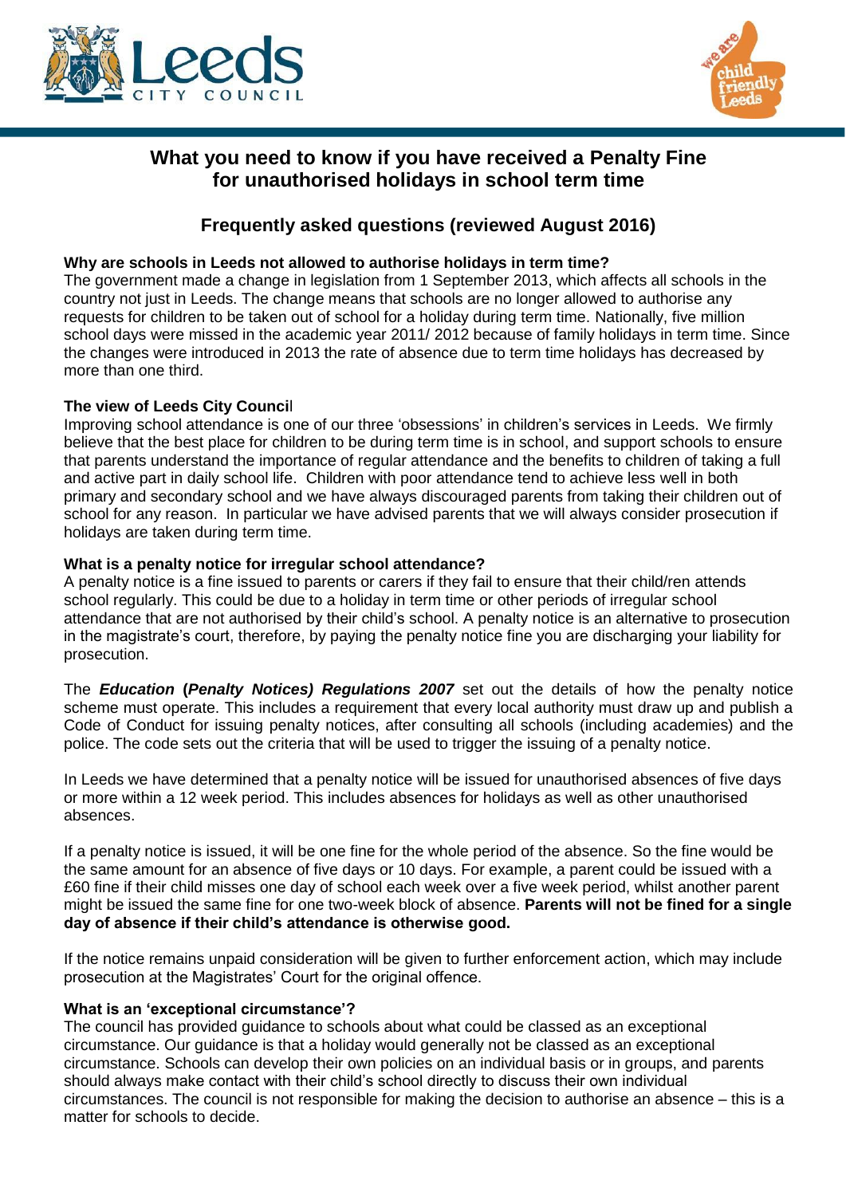# What you need to know if you have received a Penalty Fine for unauthorised holidays in school term time

## Frequently asked questions (reviewed August 2016)

**Why are schools in Leeds not allowed to authorise holidays in term time?**

The government made a change in legislation from 1 September 2013, which affects all schools in the country not just in Leeds. The change means that schools are no longer allowed to authorise any requests for children to be taken out of school for a holiday during term time. Nationally, five million school days were missed in the academic year 2011/ 2012 because of family holidays in term time. Since the changes were introduced in 2013 the rate of absence due to term time holidays has decreased by more than one third.

**The view of Leeds City Council**

Improving school attendance is one of our three 'obsessions' in children's services in Leeds. We firmly believe that the best place for children to be during term time is in school, and support schools to ensure that parents understand the importance of regular attendance and the benefits to children of taking a full and active part in daily school life. Children with poor attendance tend to achieve less well in both primary and secondary school and we have always discouraged parents from taking their children out of school for any reason. In particular we have advised parents that we will always consider prosecution if holidays are taken during term time.

**What is a penalty notice for irregular school attendance?**

A penalty notice is a fine issued to parents or carers if they fail to ensure that their child/ren attends school regularly. This could be due to a holiday in term time or other periods of irregular school attendance that are not authorised by their child's school. A penalty notice is an alternative to prosecution in the magistrate's court, therefore, by paying the penalty notice fine you are discharging your liability for prosecution.

The ***Education* (*Penalty Notices) Regulations 2007*** set out the details of how the penalty notice scheme must operate. This includes a requirement that every local authority must draw up and publish a Code of Conduct for issuing penalty notices, after consulting all schools (including academies) and the police. The code sets out the criteria that will be used to trigger the issuing of a penalty notice.

In Leeds we have determined that a penalty notice will be issued for unauthorised absences of five days or more within a 12 week period. This includes absences for holidays as well as other unauthorised absences.

If a penalty notice is issued, it will be one fine for the whole period of the absence. So the fine would be the same amount for an absence of five days or 10 days. For example, a parent could be issued with a £60 fine if their child misses one day of school each week over a five week period, whilst another parent might be issued the same fine for one two-week block of absence. **Parents will not be fined for a single day of absence if their child's attendance is otherwise good.**

If the notice remains unpaid consideration will be given to further enforcement action, which may include prosecution at the Magistrates' Court for the original offence.

**What is an 'exceptional circumstance'?**

The council has provided guidance to schools about what could be classed as an exceptional circumstance. Our guidance is that a holiday would generally not be classed as an exceptional circumstance. Schools can develop their own policies on an individual basis or in groups, and parents should always make contact with their child's school directly to discuss their own individual circumstances. The council is not responsible for making the decision to authorise an absence – this is a matter for schools to decide.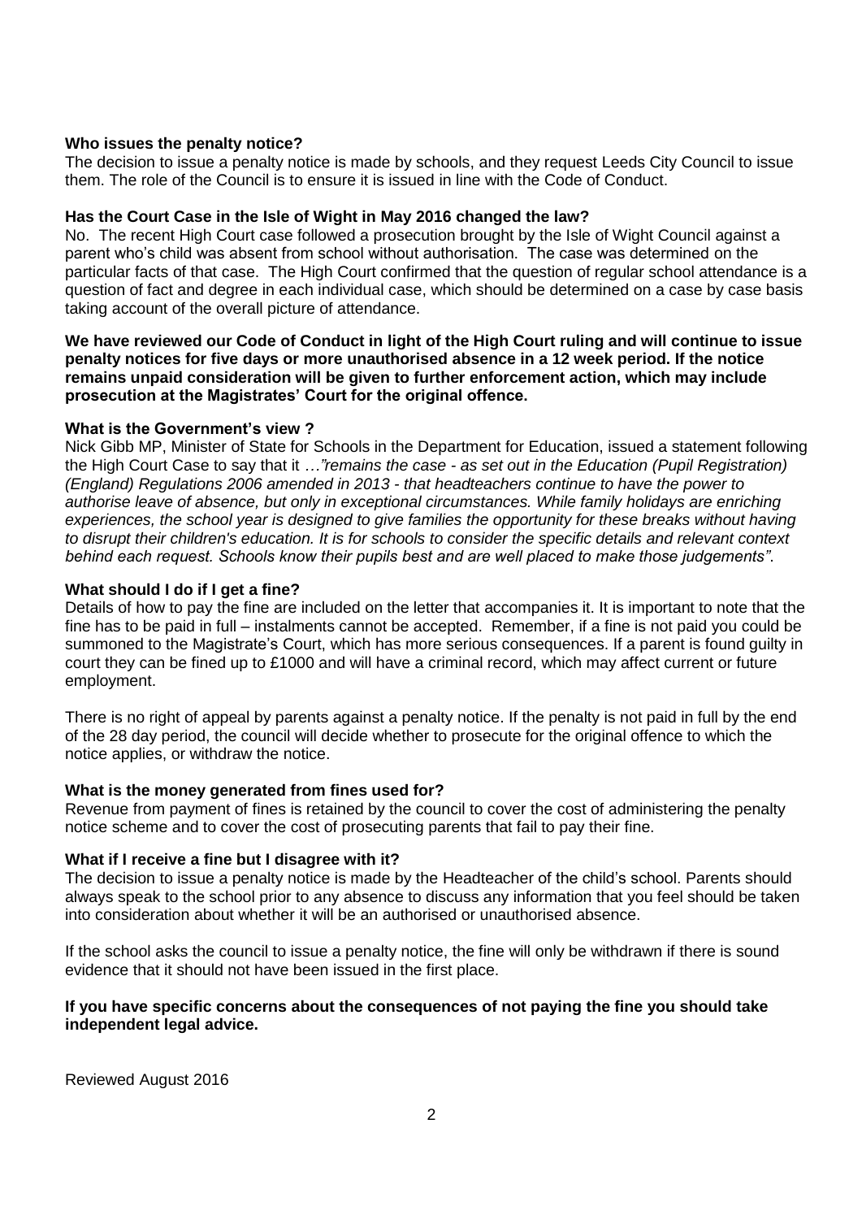**Who issues the penalty notice?**

The decision to issue a penalty notice is made by schools, and they request Leeds City Council to issue them. The role of the Council is to ensure it is issued in line with the Code of Conduct.

**Has the Court Case in the Isle of Wight in May 2016 changed the law?**

No. The recent High Court case followed a prosecution brought by the Isle of Wight Council against a parent who's child was absent from school without authorisation. The case was determined on the particular facts of that case. The High Court confirmed that the question of regular school attendance is a question of fact and degree in each individual case, which should be determined on a case by case basis taking account of the overall picture of attendance.

**We have reviewed our Code of Conduct in light of the High Court ruling and will continue to issue penalty notices for five days or more unauthorised absence in a 12 week period. If the notice remains unpaid consideration will be given to further enforcement action, which may include prosecution at the Magistrates' Court for the original offence.**

**What is the Government's view ?**

Nick Gibb MP, Minister of State for Schools in the Department for Education, issued a statement following the High Court Case to say that it *…"remains the case - as set out in the Education (Pupil Registration) (England) Regulations 2006 amended in 2013 - that headteachers continue to have the power to authorise leave of absence, but only in exceptional circumstances. While family holidays are enriching experiences, the school year is designed to give families the opportunity for these breaks without having to disrupt their children's education. It is for schools to consider the specific details and relevant context behind each request. Schools know their pupils best and are well placed to make those judgements"*.

**What should I do if I get a fine?**

Details of how to pay the fine are included on the letter that accompanies it. It is important to note that the fine has to be paid in full – instalments cannot be accepted. Remember, if a fine is not paid you could be summoned to the Magistrate's Court, which has more serious consequences. If a parent is found guilty in court they can be fined up to £1000 and will have a criminal record, which may affect current or future employment.

There is no right of appeal by parents against a penalty notice. If the penalty is not paid in full by the end of the 28 day period, the council will decide whether to prosecute for the original offence to which the notice applies, or withdraw the notice.

**What is the money generated from fines used for?**

Revenue from payment of fines is retained by the council to cover the cost of administering the penalty notice scheme and to cover the cost of prosecuting parents that fail to pay their fine.

**What if I receive a fine but I disagree with it?**

The decision to issue a penalty notice is made by the Headteacher of the child's school. Parents should always speak to the school prior to any absence to discuss any information that you feel should be taken into consideration about whether it will be an authorised or unauthorised absence.

If the school asks the council to issue a penalty notice, the fine will only be withdrawn if there is sound evidence that it should not have been issued in the first place.

**If you have specific concerns about the consequences of not paying the fine you should take independent legal advice.**

Reviewed August 2016